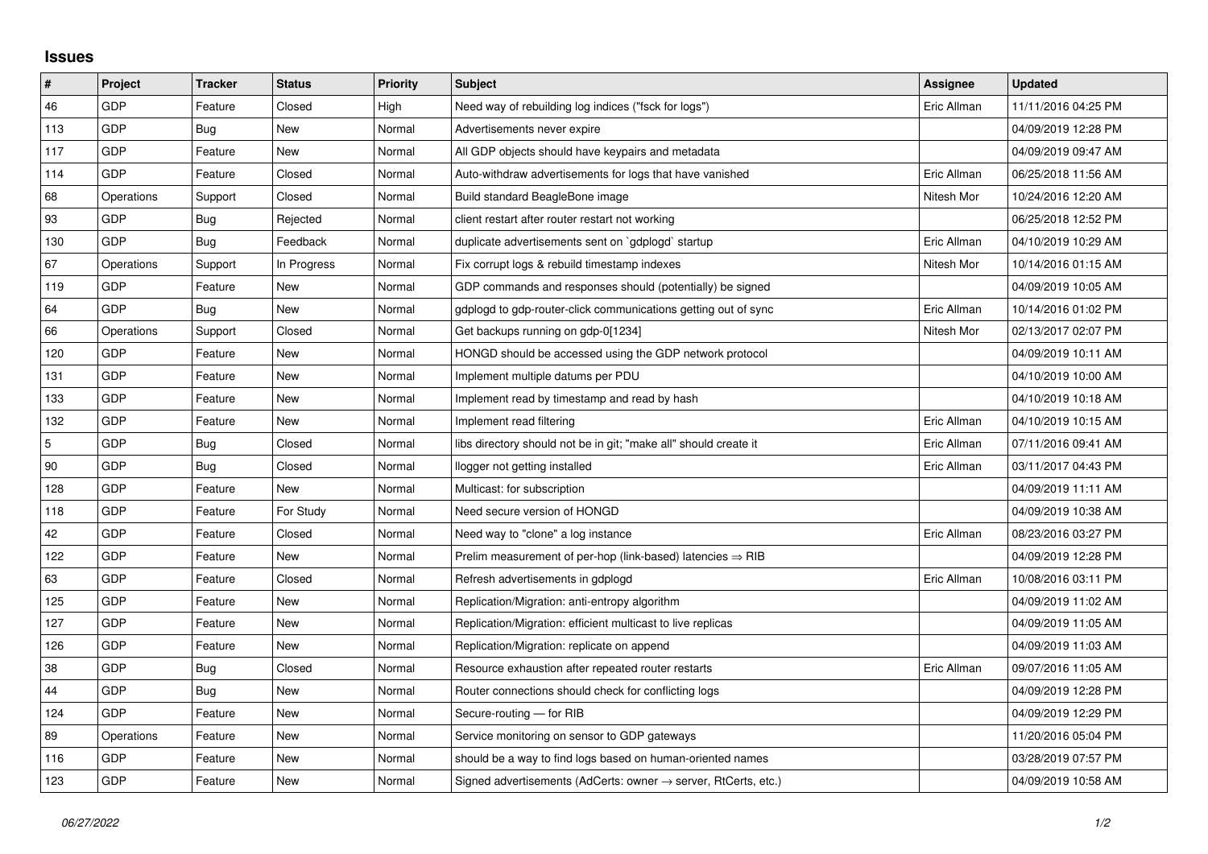## Issues

| # | Project | Tracker | Status | Priority | Subject | Assignee | Updated |
|---|---|---|---|---|---|---|---|
| 46 | GDP | Feature | Closed | High | Need way of rebuilding log indices ("fsck for logs") | Eric Allman | 11/11/2016 04:25 PM |
| 113 | GDP | Bug | New | Normal | Advertisements never expire | | 04/09/2019 12:28 PM |
| 117 | GDP | Feature | New | Normal | All GDP objects should have keypairs and metadata | | 04/09/2019 09:47 AM |
| 114 | GDP | Feature | Closed | Normal | Auto-withdraw advertisements for logs that have vanished | Eric Allman | 06/25/2018 11:56 AM |
| 68 | Operations | Support | Closed | Normal | Build standard BeagleBone image | Nitesh Mor | 10/24/2016 12:20 AM |
| 93 | GDP | Bug | Rejected | Normal | client restart after router restart not working | | 06/25/2018 12:52 PM |
| 130 | GDP | Bug | Feedback | Normal | duplicate advertisements sent on `gdplogd` startup | Eric Allman | 04/10/2019 10:29 AM |
| 67 | Operations | Support | In Progress | Normal | Fix corrupt logs & rebuild timestamp indexes | Nitesh Mor | 10/14/2016 01:15 AM |
| 119 | GDP | Feature | New | Normal | GDP commands and responses should (potentially) be signed | | 04/09/2019 10:05 AM |
| 64 | GDP | Bug | New | Normal | gdplogd to gdp-router-click communications getting out of sync | Eric Allman | 10/14/2016 01:02 PM |
| 66 | Operations | Support | Closed | Normal | Get backups running on gdp-0[1234] | Nitesh Mor | 02/13/2017 02:07 PM |
| 120 | GDP | Feature | New | Normal | HONGD should be accessed using the GDP network protocol | | 04/09/2019 10:11 AM |
| 131 | GDP | Feature | New | Normal | Implement multiple datums per PDU | | 04/10/2019 10:00 AM |
| 133 | GDP | Feature | New | Normal | Implement read by timestamp and read by hash | | 04/10/2019 10:18 AM |
| 132 | GDP | Feature | New | Normal | Implement read filtering | Eric Allman | 04/10/2019 10:15 AM |
| 5 | GDP | Bug | Closed | Normal | libs directory should not be in git; "make all" should create it | Eric Allman | 07/11/2016 09:41 AM |
| 90 | GDP | Bug | Closed | Normal | llogger not getting installed | Eric Allman | 03/11/2017 04:43 PM |
| 128 | GDP | Feature | New | Normal | Multicast: for subscription | | 04/09/2019 11:11 AM |
| 118 | GDP | Feature | For Study | Normal | Need secure version of HONGD | | 04/09/2019 10:38 AM |
| 42 | GDP | Feature | Closed | Normal | Need way to "clone" a log instance | Eric Allman | 08/23/2016 03:27 PM |
| 122 | GDP | Feature | New | Normal | Prelim measurement of per-hop (link-based) latencies ⇒ RIB | | 04/09/2019 12:28 PM |
| 63 | GDP | Feature | Closed | Normal | Refresh advertisements in gdplogd | Eric Allman | 10/08/2016 03:11 PM |
| 125 | GDP | Feature | New | Normal | Replication/Migration: anti-entropy algorithm | | 04/09/2019 11:02 AM |
| 127 | GDP | Feature | New | Normal | Replication/Migration: efficient multicast to live replicas | | 04/09/2019 11:05 AM |
| 126 | GDP | Feature | New | Normal | Replication/Migration: replicate on append | | 04/09/2019 11:03 AM |
| 38 | GDP | Bug | Closed | Normal | Resource exhaustion after repeated router restarts | Eric Allman | 09/07/2016 11:05 AM |
| 44 | GDP | Bug | New | Normal | Router connections should check for conflicting logs | | 04/09/2019 12:28 PM |
| 124 | GDP | Feature | New | Normal | Secure-routing — for RIB | | 04/09/2019 12:29 PM |
| 89 | Operations | Feature | New | Normal | Service monitoring on sensor to GDP gateways | | 11/20/2016 05:04 PM |
| 116 | GDP | Feature | New | Normal | should be a way to find logs based on human-oriented names | | 03/28/2019 07:57 PM |
| 123 | GDP | Feature | New | Normal | Signed advertisements (AdCerts: owner → server, RtCerts, etc.) | | 04/09/2019 10:58 AM |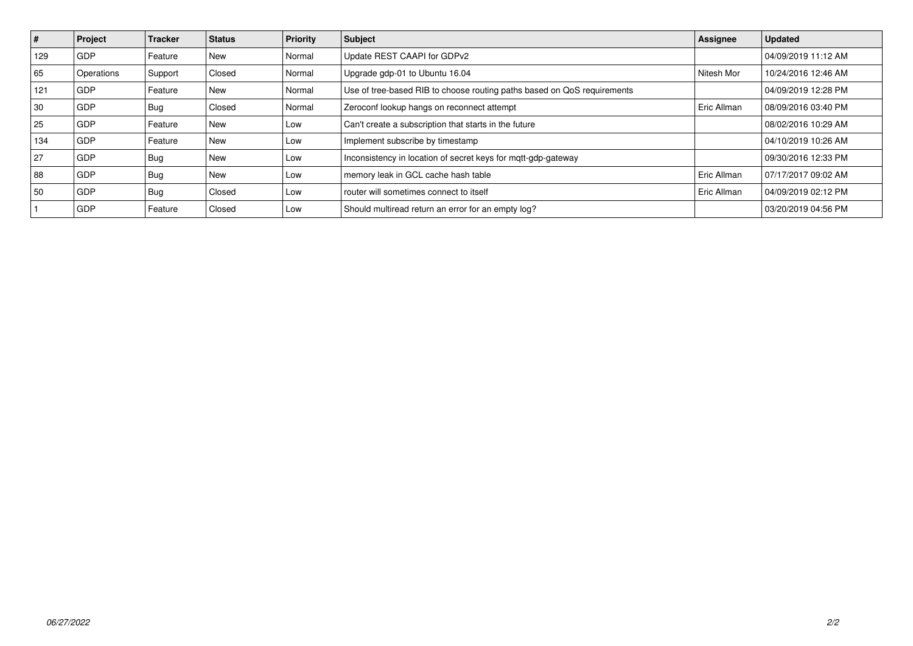| # | Project | Tracker | Status | Priority | Subject | Assignee | Updated |
|---|---|---|---|---|---|---|---|
| 129 | GDP | Feature | New | Normal | Update REST CAAPI for GDPv2 | | 04/09/2019 11:12 AM |
| 65 | Operations | Support | Closed | Normal | Upgrade gdp-01 to Ubuntu 16.04 | Nitesh Mor | 10/24/2016 12:46 AM |
| 121 | GDP | Feature | New | Normal | Use of tree-based RIB to choose routing paths based on QoS requirements | | 04/09/2019 12:28 PM |
| 30 | GDP | Bug | Closed | Normal | Zeroconf lookup hangs on reconnect attempt | Eric Allman | 08/09/2016 03:40 PM |
| 25 | GDP | Feature | New | Low | Can't create a subscription that starts in the future | | 08/02/2016 10:29 AM |
| 134 | GDP | Feature | New | Low | Implement subscribe by timestamp | | 04/10/2019 10:26 AM |
| 27 | GDP | Bug | New | Low | Inconsistency in location of secret keys for mqtt-gdp-gateway | | 09/30/2016 12:33 PM |
| 88 | GDP | Bug | New | Low | memory leak in GCL cache hash table | Eric Allman | 07/17/2017 09:02 AM |
| 50 | GDP | Bug | Closed | Low | router will sometimes connect to itself | Eric Allman | 04/09/2019 02:12 PM |
| 1 | GDP | Feature | Closed | Low | Should multiread return an error for an empty log? | | 03/20/2019 04:56 PM |